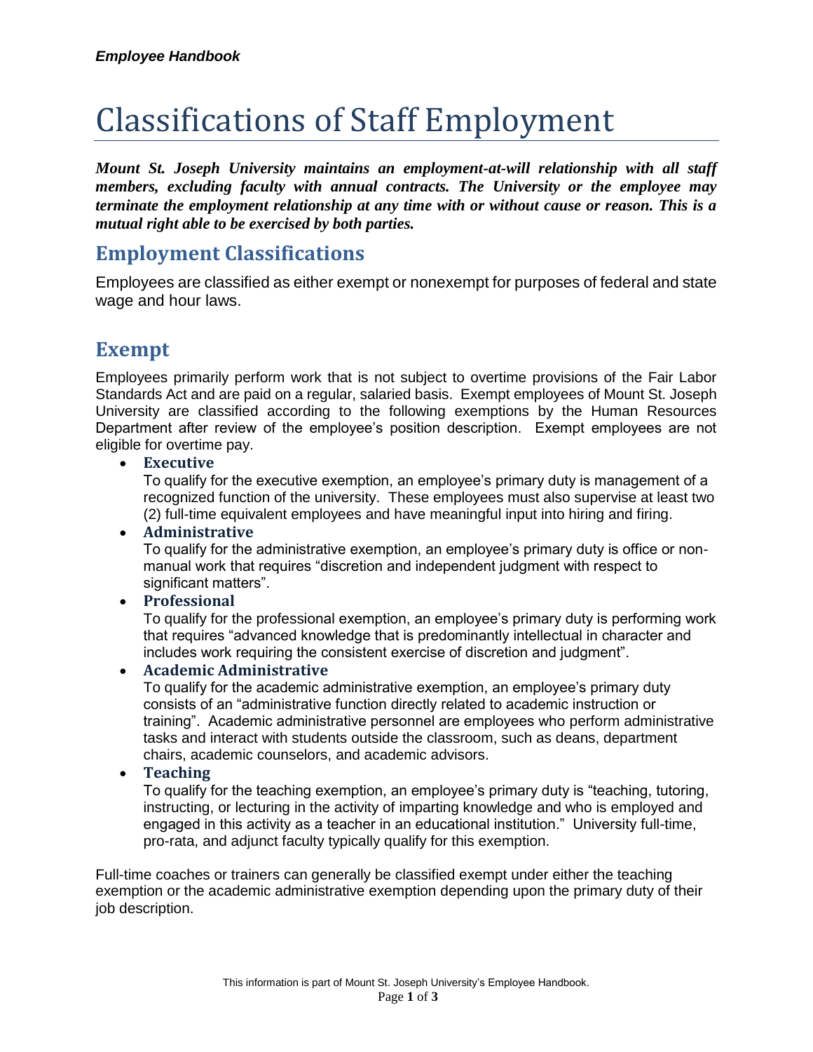# Classifications of Staff Employment

***Mount St. Joseph University maintains an employment-at-will relationship with all staff members, excluding faculty with annual contracts. The University or the employee may terminate the employment relationship at any time with or without cause or reason. This is a mutual right able to be exercised by both parties.***

## Employment Classifications

Employees are classified as either exempt or nonexempt for purposes of federal and state wage and hour laws.

## Exempt

Employees primarily perform work that is not subject to overtime provisions of the Fair Labor Standards Act and are paid on a regular, salaried basis. Exempt employees of Mount St. Joseph University are classified according to the following exemptions by the Human Resources Department after review of the employee's position description. Exempt employees are not eligible for overtime pay.

- **Executive**
  To qualify for the executive exemption, an employee's primary duty is management of a recognized function of the university. These employees must also supervise at least two (2) full-time equivalent employees and have meaningful input into hiring and firing.
- **Administrative**
  To qualify for the administrative exemption, an employee's primary duty is office or non-manual work that requires "discretion and independent judgment with respect to significant matters".
- **Professional**
  To qualify for the professional exemption, an employee's primary duty is performing work that requires "advanced knowledge that is predominantly intellectual in character and includes work requiring the consistent exercise of discretion and judgment".
- **Academic Administrative**
  To qualify for the academic administrative exemption, an employee's primary duty consists of an "administrative function directly related to academic instruction or training". Academic administrative personnel are employees who perform administrative tasks and interact with students outside the classroom, such as deans, department chairs, academic counselors, and academic advisors.
- **Teaching**
  To qualify for the teaching exemption, an employee's primary duty is "teaching, tutoring, instructing, or lecturing in the activity of imparting knowledge and who is employed and engaged in this activity as a teacher in an educational institution." University full-time, pro-rata, and adjunct faculty typically qualify for this exemption.

Full-time coaches or trainers can generally be classified exempt under either the teaching exemption or the academic administrative exemption depending upon the primary duty of their job description.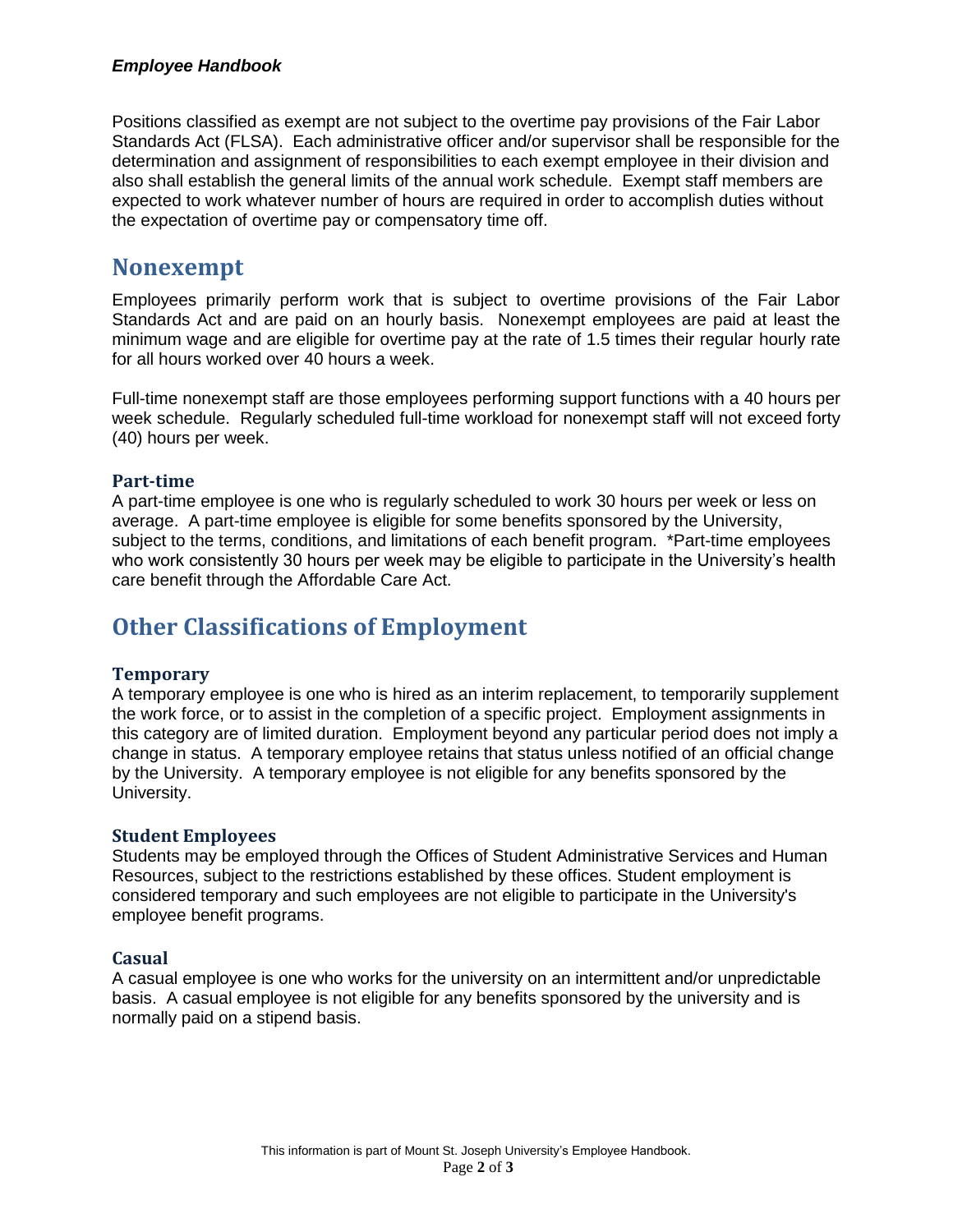Positions classified as exempt are not subject to the overtime pay provisions of the Fair Labor Standards Act (FLSA). Each administrative officer and/or supervisor shall be responsible for the determination and assignment of responsibilities to each exempt employee in their division and also shall establish the general limits of the annual work schedule. Exempt staff members are expected to work whatever number of hours are required in order to accomplish duties without the expectation of overtime pay or compensatory time off.

## Nonexempt

Employees primarily perform work that is subject to overtime provisions of the Fair Labor Standards Act and are paid on an hourly basis. Nonexempt employees are paid at least the minimum wage and are eligible for overtime pay at the rate of 1.5 times their regular hourly rate for all hours worked over 40 hours a week.

Full-time nonexempt staff are those employees performing support functions with a 40 hours per week schedule. Regularly scheduled full-time workload for nonexempt staff will not exceed forty (40) hours per week.

### Part-time

A part-time employee is one who is regularly scheduled to work 30 hours per week or less on average. A part-time employee is eligible for some benefits sponsored by the University, subject to the terms, conditions, and limitations of each benefit program. *Part-time employees who work consistently 30 hours per week may be eligible to participate in the University's health care benefit through the Affordable Care Act.

## Other Classifications of Employment

### Temporary

A temporary employee is one who is hired as an interim replacement, to temporarily supplement the work force, or to assist in the completion of a specific project. Employment assignments in this category are of limited duration. Employment beyond any particular period does not imply a change in status. A temporary employee retains that status unless notified of an official change by the University. A temporary employee is not eligible for any benefits sponsored by the University.

### Student Employees

Students may be employed through the Offices of Student Administrative Services and Human Resources, subject to the restrictions established by these offices. Student employment is considered temporary and such employees are not eligible to participate in the University's employee benefit programs.

### Casual

A casual employee is one who works for the university on an intermittent and/or unpredictable basis. A casual employee is not eligible for any benefits sponsored by the university and is normally paid on a stipend basis.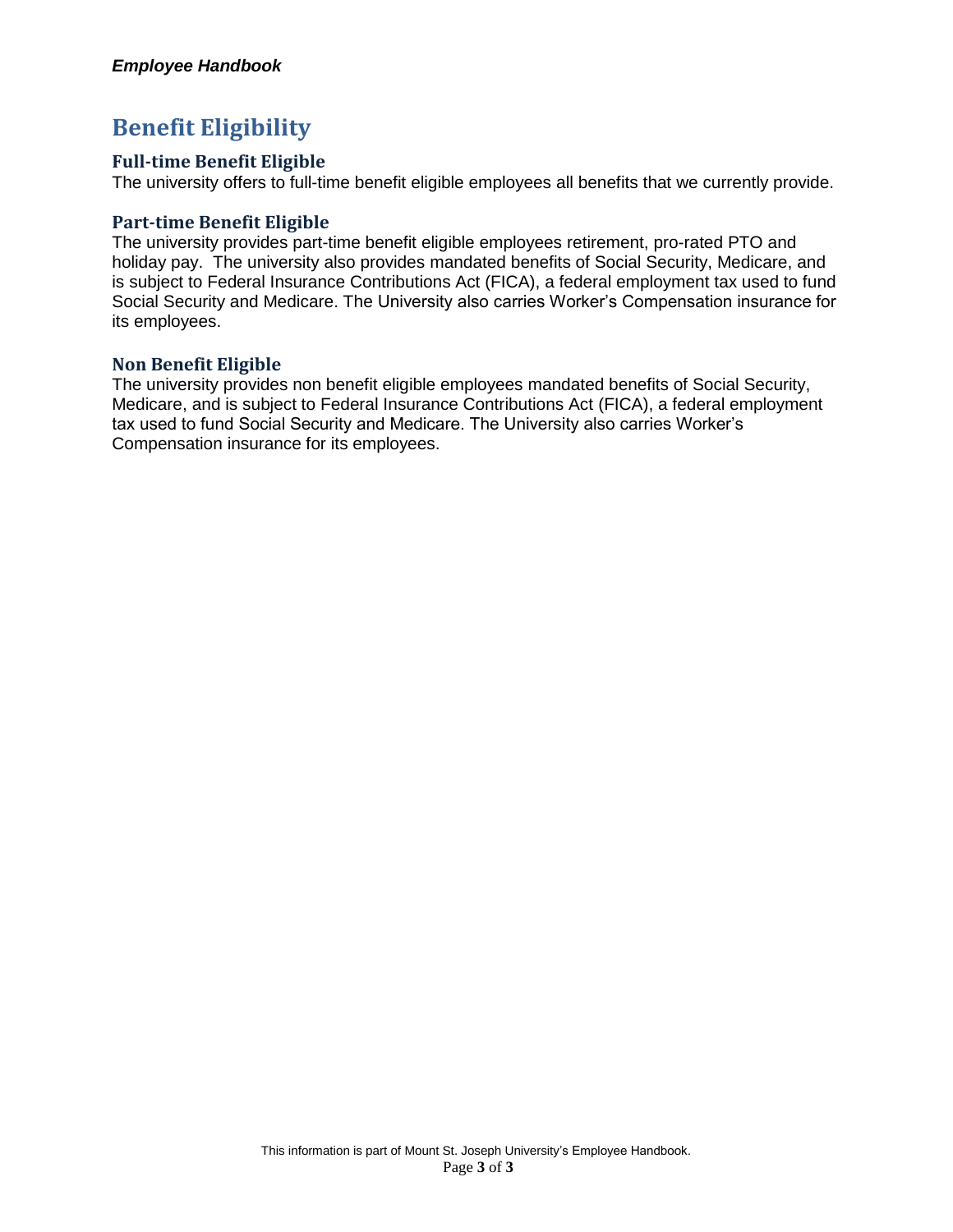# Benefit Eligibility

## Full-time Benefit Eligible

The university offers to full-time benefit eligible employees all benefits that we currently provide.

## Part-time Benefit Eligible

The university provides part-time benefit eligible employees retirement, pro-rated PTO and holiday pay. The university also provides mandated benefits of Social Security, Medicare, and is subject to Federal Insurance Contributions Act (FICA), a federal employment tax used to fund Social Security and Medicare. The University also carries Worker's Compensation insurance for its employees.

## Non Benefit Eligible

The university provides non benefit eligible employees mandated benefits of Social Security, Medicare, and is subject to Federal Insurance Contributions Act (FICA), a federal employment tax used to fund Social Security and Medicare. The University also carries Worker's Compensation insurance for its employees.